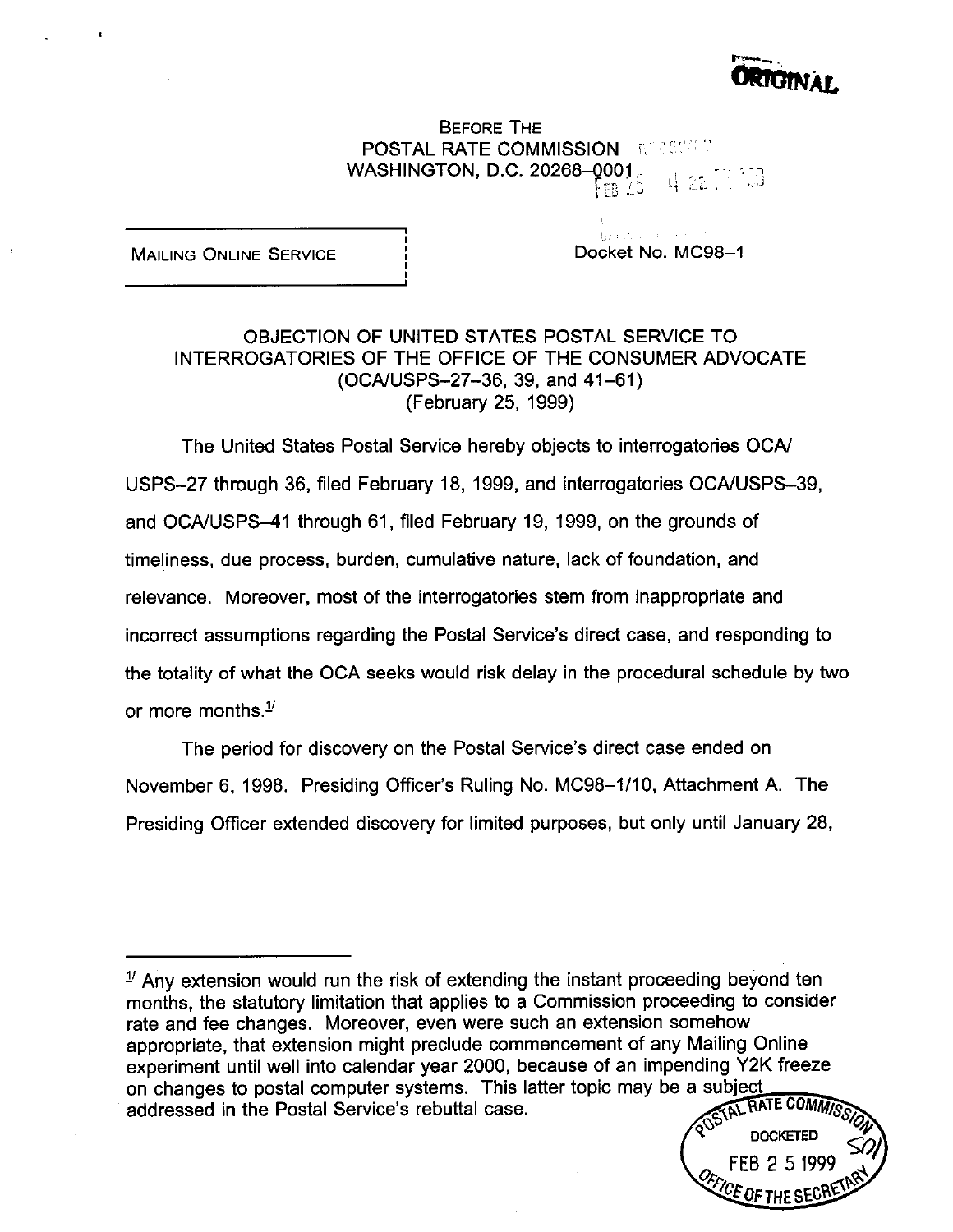ORIGINAL

BEFORE THE
POSTAL RATE COMMISSION
WASHINGTON, D.C. 20268-0001

MAILING ONLINE SERVICE

Docket No. MC98-1

OBJECTION OF UNITED STATES POSTAL SERVICE TO
INTERROGATORIES OF THE OFFICE OF THE CONSUMER ADVOCATE
(OCA/USPS-27-36, 39, and 41-61)
(February 25, 1999)

The United States Postal Service hereby objects to interrogatories OCA/USPS-27 through 36, filed February 18, 1999, and interrogatories OCA/USPS-39, and OCA/USPS-41 through 61, filed February 19, 1999, on the grounds of timeliness, due process, burden, cumulative nature, lack of foundation, and relevance. Moreover, most of the interrogatories stem from inappropriate and incorrect assumptions regarding the Postal Service's direct case, and responding to the totality of what the OCA seeks would risk delay in the procedural schedule by two or more months.[1]

The period for discovery on the Postal Service's direct case ended on November 6, 1998. Presiding Officer's Ruling No. MC98-1/10, Attachment A. The Presiding Officer extended discovery for limited purposes, but only until January 28,

[1] Any extension would run the risk of extending the instant proceeding beyond ten months, the statutory limitation that applies to a Commission proceeding to consider rate and fee changes. Moreover, even were such an extension somehow appropriate, that extension might preclude commencement of any Mailing Online experiment until well into calendar year 2000, because of an impending Y2K freeze on changes to postal computer systems. This latter topic may be a subject addressed in the Postal Service's rebuttal case.

POSTAL RATE COMMISSION
DOCKETED
FEB 25 1999
OFFICE OF THE SECRETARY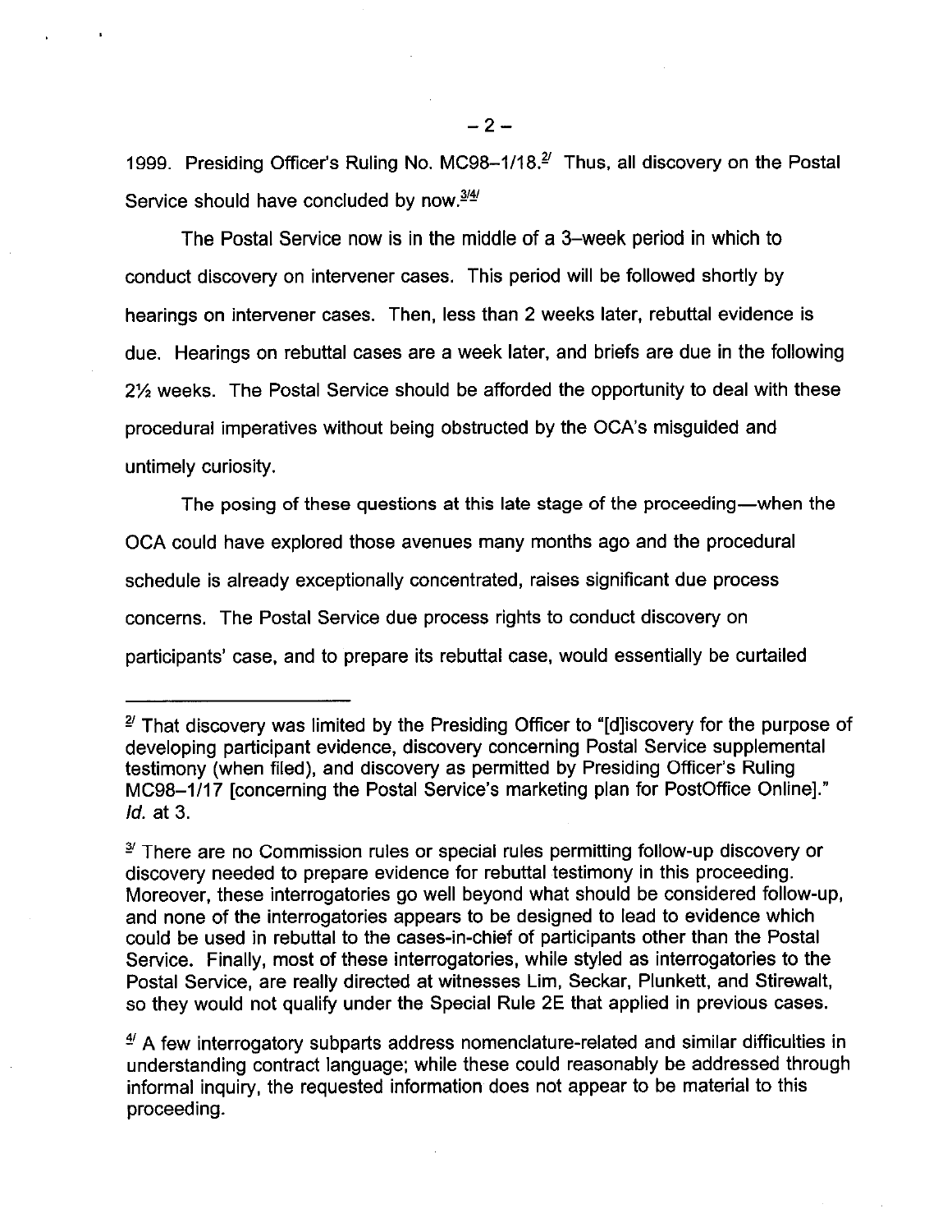1999. Presiding Officer's Ruling No. MC98–1/18.[2] Thus, all discovery on the Postal Service should have concluded by now.[3][4]

The Postal Service now is in the middle of a 3–week period in which to conduct discovery on intervener cases. This period will be followed shortly by hearings on intervener cases. Then, less than 2 weeks later, rebuttal evidence is due. Hearings on rebuttal cases are a week later, and briefs are due in the following 2½ weeks. The Postal Service should be afforded the opportunity to deal with these procedural imperatives without being obstructed by the OCA's misguided and untimely curiosity.

The posing of these questions at this late stage of the proceeding—when the OCA could have explored those avenues many months ago and the procedural schedule is already exceptionally concentrated, raises significant due process concerns. The Postal Service due process rights to conduct discovery on participants' case, and to prepare its rebuttal case, would essentially be curtailed

---

[2] That discovery was limited by the Presiding Officer to "[d]iscovery for the purpose of developing participant evidence, discovery concerning Postal Service supplemental testimony (when filed), and discovery as permitted by Presiding Officer's Ruling MC98–1/17 [concerning the Postal Service's marketing plan for PostOffice Online]." *Id.* at 3.

[3] There are no Commission rules or special rules permitting follow-up discovery or discovery needed to prepare evidence for rebuttal testimony in this proceeding. Moreover, these interrogatories go well beyond what should be considered follow-up, and none of the interrogatories appears to be designed to lead to evidence which could be used in rebuttal to the cases-in-chief of participants other than the Postal Service. Finally, most of these interrogatories, while styled as interrogatories to the Postal Service, are really directed at witnesses Lim, Seckar, Plunkett, and Stirewalt, so they would not qualify under the Special Rule 2E that applied in previous cases.

[4] A few interrogatory subparts address nomenclature-related and similar difficulties in understanding contract language; while these could reasonably be addressed through informal inquiry, the requested information does not appear to be material to this proceeding.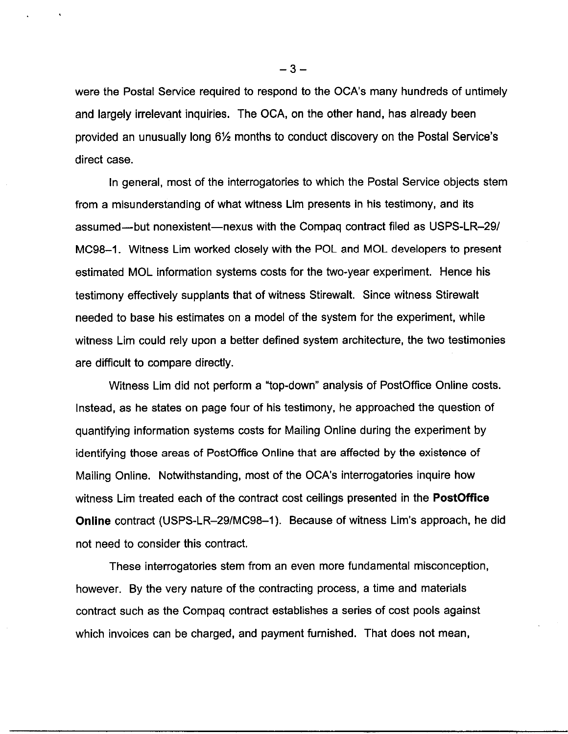were the Postal Service required to respond to the OCA's many hundreds of untimely and largely irrelevant inquiries. The OCA, on the other hand, has already been provided an unusually long 6½ months to conduct discovery on the Postal Service's direct case.

In general, most of the interrogatories to which the Postal Service objects stem from a misunderstanding of what witness Lim presents in his testimony, and its assumed—but nonexistent—nexus with the Compaq contract filed as USPS-LR-29/MC98-1. Witness Lim worked closely with the POL and MOL developers to present estimated MOL information systems costs for the two-year experiment. Hence his testimony effectively supplants that of witness Stirewalt. Since witness Stirewalt needed to base his estimates on a model of the system for the experiment, while witness Lim could rely upon a better defined system architecture, the two testimonies are difficult to compare directly.

Witness Lim did not perform a "top-down" analysis of PostOffice Online costs. Instead, as he states on page four of his testimony, he approached the question of quantifying information systems costs for Mailing Online during the experiment by identifying those areas of PostOffice Online that are affected by the existence of Mailing Online. Notwithstanding, most of the OCA's interrogatories inquire how witness Lim treated each of the contract cost ceilings presented in the **PostOffice Online** contract (USPS-LR-29/MC98-1). Because of witness Lim's approach, he did not need to consider this contract.

These interrogatories stem from an even more fundamental misconception, however. By the very nature of the contracting process, a time and materials contract such as the Compaq contract establishes a series of cost pools against which invoices can be charged, and payment furnished. That does not mean,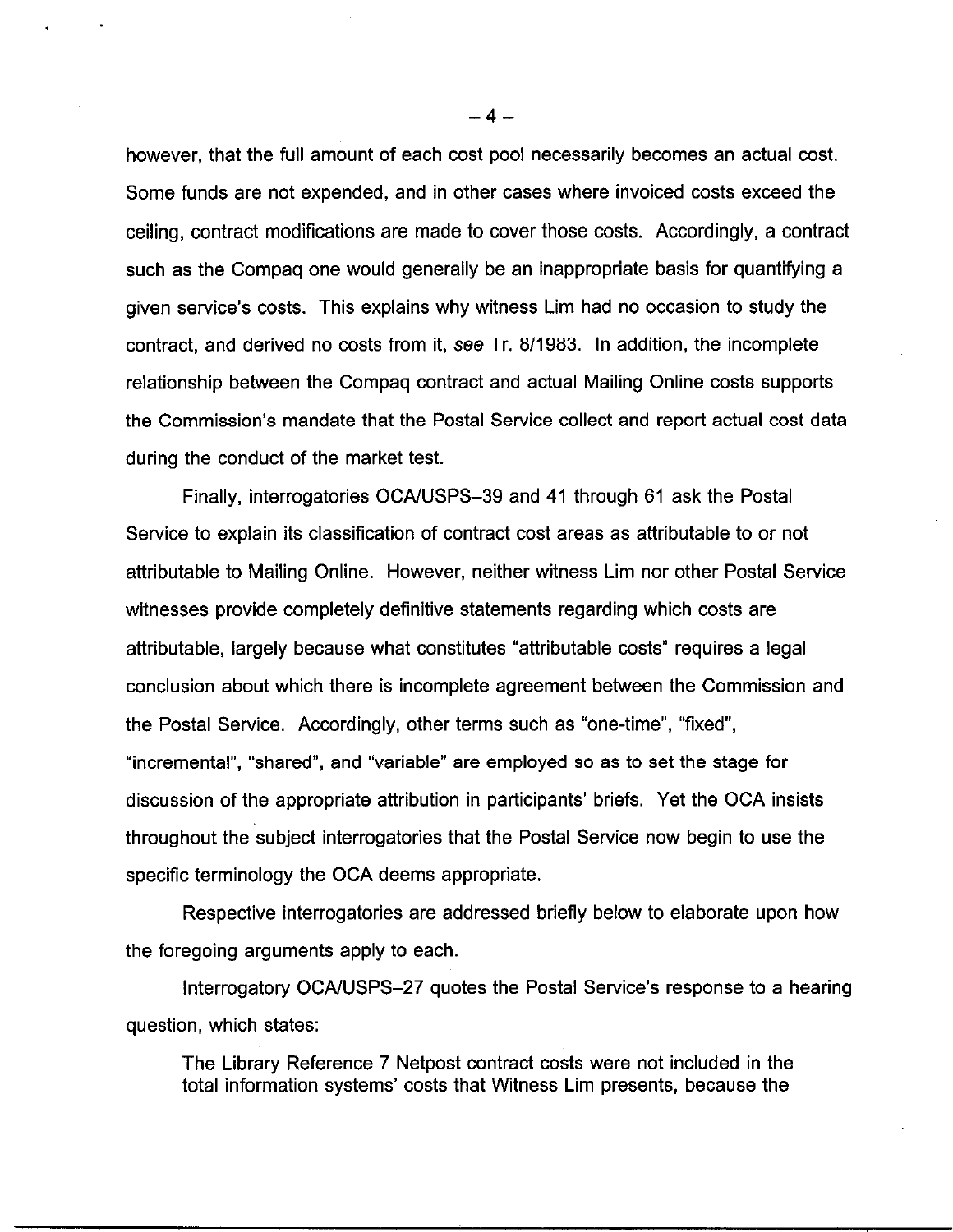however, that the full amount of each cost pool necessarily becomes an actual cost. Some funds are not expended, and in other cases where invoiced costs exceed the ceiling, contract modifications are made to cover those costs. Accordingly, a contract such as the Compaq one would generally be an inappropriate basis for quantifying a given service's costs. This explains why witness Lim had no occasion to study the contract, and derived no costs from it, *see* Tr. 8/1983. In addition, the incomplete relationship between the Compaq contract and actual Mailing Online costs supports the Commission's mandate that the Postal Service collect and report actual cost data during the conduct of the market test.

Finally, interrogatories OCA/USPS–39 and 41 through 61 ask the Postal Service to explain its classification of contract cost areas as attributable to or not attributable to Mailing Online. However, neither witness Lim nor other Postal Service witnesses provide completely definitive statements regarding which costs are attributable, largely because what constitutes "attributable costs" requires a legal conclusion about which there is incomplete agreement between the Commission and the Postal Service. Accordingly, other terms such as "one-time", "fixed", "incremental", "shared", and "variable" are employed so as to set the stage for discussion of the appropriate attribution in participants' briefs. Yet the OCA insists throughout the subject interrogatories that the Postal Service now begin to use the specific terminology the OCA deems appropriate.

Respective interrogatories are addressed briefly below to elaborate upon how the foregoing arguments apply to each.

Interrogatory OCA/USPS–27 quotes the Postal Service's response to a hearing question, which states:

> The Library Reference 7 Netpost contract costs were not included in the total information systems' costs that Witness Lim presents, because the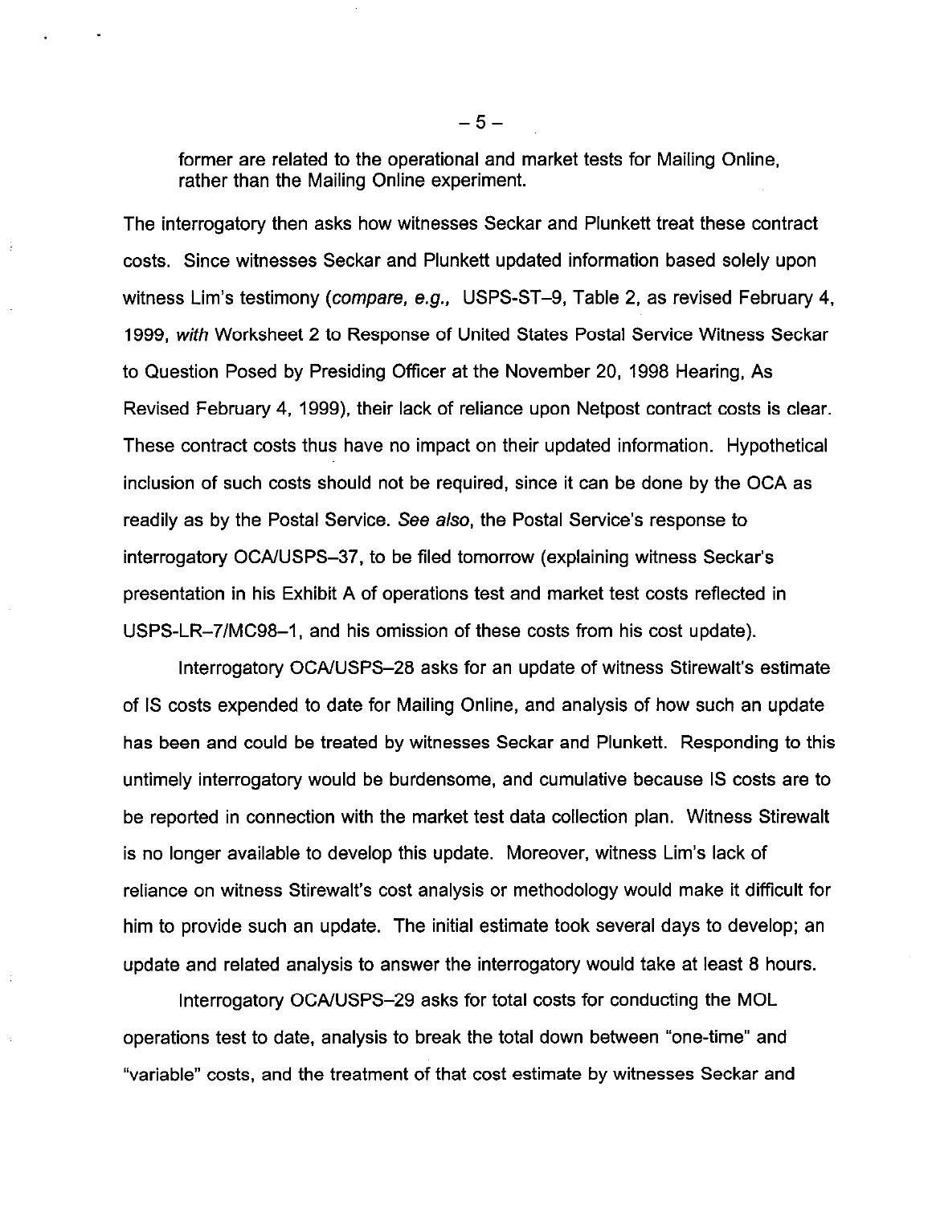former are related to the operational and market tests for Mailing Online, rather than the Mailing Online experiment.

The interrogatory then asks how witnesses Seckar and Plunkett treat these contract costs. Since witnesses Seckar and Plunkett updated information based solely upon witness Lim's testimony (*compare, e.g.,* USPS-ST-9, Table 2, as revised February 4, 1999, *with* Worksheet 2 to Response of United States Postal Service Witness Seckar to Question Posed by Presiding Officer at the November 20, 1998 Hearing, As Revised February 4, 1999), their lack of reliance upon Netpost contract costs is clear. These contract costs thus have no impact on their updated information. Hypothetical inclusion of such costs should not be required, since it can be done by the OCA as readily as by the Postal Service. *See also*, the Postal Service's response to interrogatory OCA/USPS-37, to be filed tomorrow (explaining witness Seckar's presentation in his Exhibit A of operations test and market test costs reflected in USPS-LR-7/MC98-1, and his omission of these costs from his cost update).

Interrogatory OCA/USPS-28 asks for an update of witness Stirewalt's estimate of IS costs expended to date for Mailing Online, and analysis of how such an update has been and could be treated by witnesses Seckar and Plunkett. Responding to this untimely interrogatory would be burdensome, and cumulative because IS costs are to be reported in connection with the market test data collection plan. Witness Stirewalt is no longer available to develop this update. Moreover, witness Lim's lack of reliance on witness Stirewalt's cost analysis or methodology would make it difficult for him to provide such an update. The initial estimate took several days to develop; an update and related analysis to answer the interrogatory would take at least 8 hours.

Interrogatory OCA/USPS-29 asks for total costs for conducting the MOL operations test to date, analysis to break the total down between "one-time" and "variable" costs, and the treatment of that cost estimate by witnesses Seckar and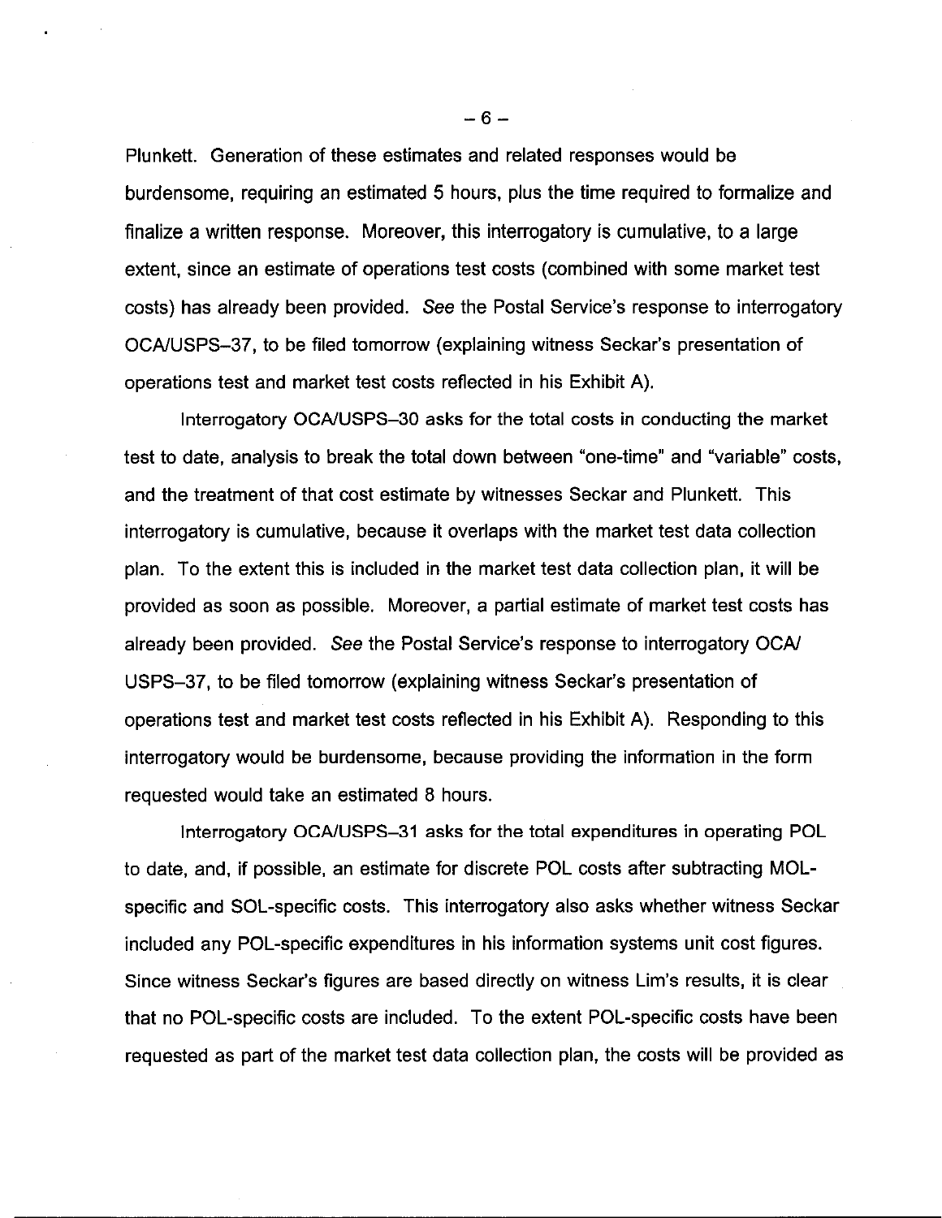Plunkett. Generation of these estimates and related responses would be burdensome, requiring an estimated 5 hours, plus the time required to formalize and finalize a written response. Moreover, this interrogatory is cumulative, to a large extent, since an estimate of operations test costs (combined with some market test costs) has already been provided. *See* the Postal Service's response to interrogatory OCA/USPS–37, to be filed tomorrow (explaining witness Seckar's presentation of operations test and market test costs reflected in his Exhibit A).

Interrogatory OCA/USPS–30 asks for the total costs in conducting the market test to date, analysis to break the total down between "one-time" and "variable" costs, and the treatment of that cost estimate by witnesses Seckar and Plunkett. This interrogatory is cumulative, because it overlaps with the market test data collection plan. To the extent this is included in the market test data collection plan, it will be provided as soon as possible. Moreover, a partial estimate of market test costs has already been provided. *See* the Postal Service's response to interrogatory OCA/USPS–37, to be filed tomorrow (explaining witness Seckar's presentation of operations test and market test costs reflected in his Exhibit A). Responding to this interrogatory would be burdensome, because providing the information in the form requested would take an estimated 8 hours.

Interrogatory OCA/USPS–31 asks for the total expenditures in operating POL to date, and, if possible, an estimate for discrete POL costs after subtracting MOL-specific and SOL-specific costs. This interrogatory also asks whether witness Seckar included any POL-specific expenditures in his information systems unit cost figures. Since witness Seckar's figures are based directly on witness Lim's results, it is clear that no POL-specific costs are included. To the extent POL-specific costs have been requested as part of the market test data collection plan, the costs will be provided as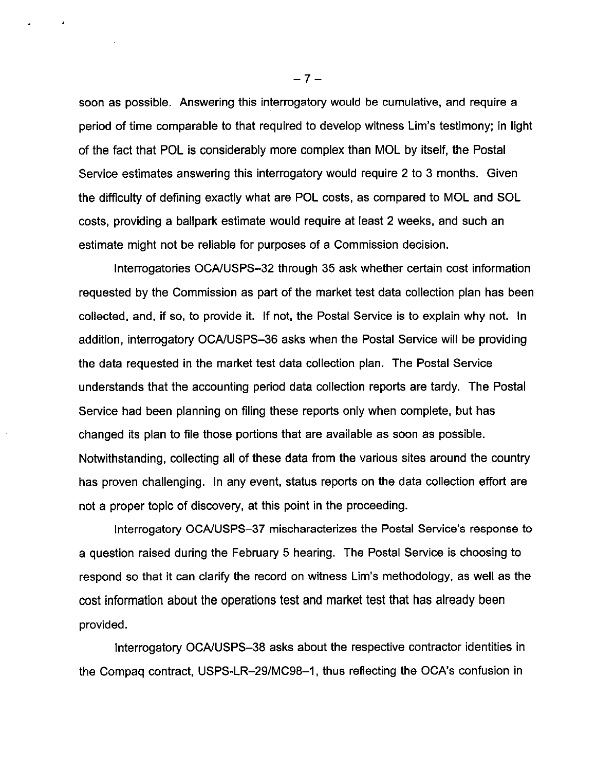soon as possible. Answering this interrogatory would be cumulative, and require a period of time comparable to that required to develop witness Lim's testimony; in light of the fact that POL is considerably more complex than MOL by itself, the Postal Service estimates answering this interrogatory would require 2 to 3 months. Given the difficulty of defining exactly what are POL costs, as compared to MOL and SOL costs, providing a ballpark estimate would require at least 2 weeks, and such an estimate might not be reliable for purposes of a Commission decision.

Interrogatories OCA/USPS–32 through 35 ask whether certain cost information requested by the Commission as part of the market test data collection plan has been collected, and, if so, to provide it. If not, the Postal Service is to explain why not. In addition, interrogatory OCA/USPS–36 asks when the Postal Service will be providing the data requested in the market test data collection plan. The Postal Service understands that the accounting period data collection reports are tardy. The Postal Service had been planning on filing these reports only when complete, but has changed its plan to file those portions that are available as soon as possible. Notwithstanding, collecting all of these data from the various sites around the country has proven challenging. In any event, status reports on the data collection effort are not a proper topic of discovery, at this point in the proceeding.

Interrogatory OCA/USPS–37 mischaracterizes the Postal Service's response to a question raised during the February 5 hearing. The Postal Service is choosing to respond so that it can clarify the record on witness Lim's methodology, as well as the cost information about the operations test and market test that has already been provided.

Interrogatory OCA/USPS–38 asks about the respective contractor identities in the Compaq contract, USPS-LR–29/MC98–1, thus reflecting the OCA's confusion in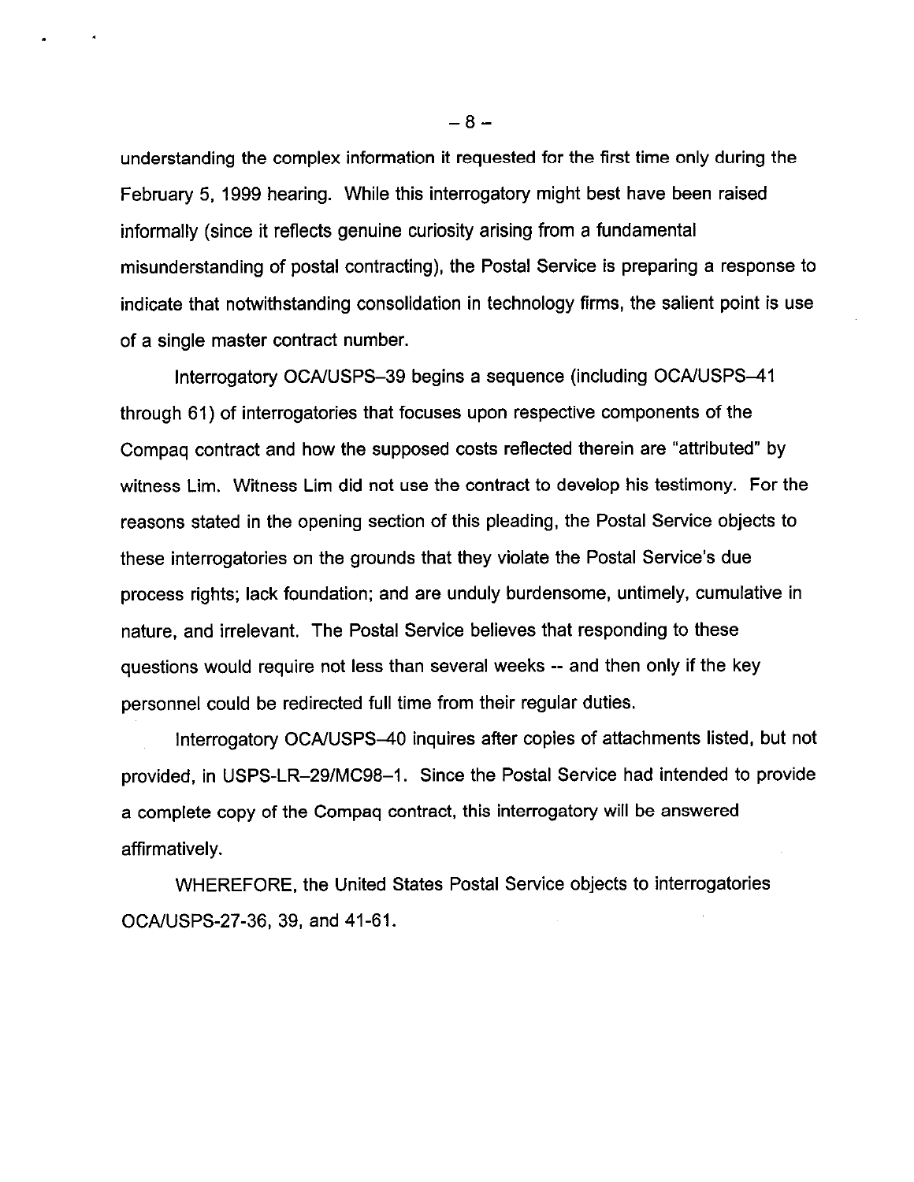understanding the complex information it requested for the first time only during the February 5, 1999 hearing. While this interrogatory might best have been raised informally (since it reflects genuine curiosity arising from a fundamental misunderstanding of postal contracting), the Postal Service is preparing a response to indicate that notwithstanding consolidation in technology firms, the salient point is use of a single master contract number.

Interrogatory OCA/USPS–39 begins a sequence (including OCA/USPS–41 through 61) of interrogatories that focuses upon respective components of the Compaq contract and how the supposed costs reflected therein are "attributed" by witness Lim. Witness Lim did not use the contract to develop his testimony. For the reasons stated in the opening section of this pleading, the Postal Service objects to these interrogatories on the grounds that they violate the Postal Service's due process rights; lack foundation; and are unduly burdensome, untimely, cumulative in nature, and irrelevant. The Postal Service believes that responding to these questions would require not less than several weeks -- and then only if the key personnel could be redirected full time from their regular duties.

Interrogatory OCA/USPS–40 inquires after copies of attachments listed, but not provided, in USPS-LR–29/MC98–1. Since the Postal Service had intended to provide a complete copy of the Compaq contract, this interrogatory will be answered affirmatively.

WHEREFORE, the United States Postal Service objects to interrogatories OCA/USPS-27-36, 39, and 41-61.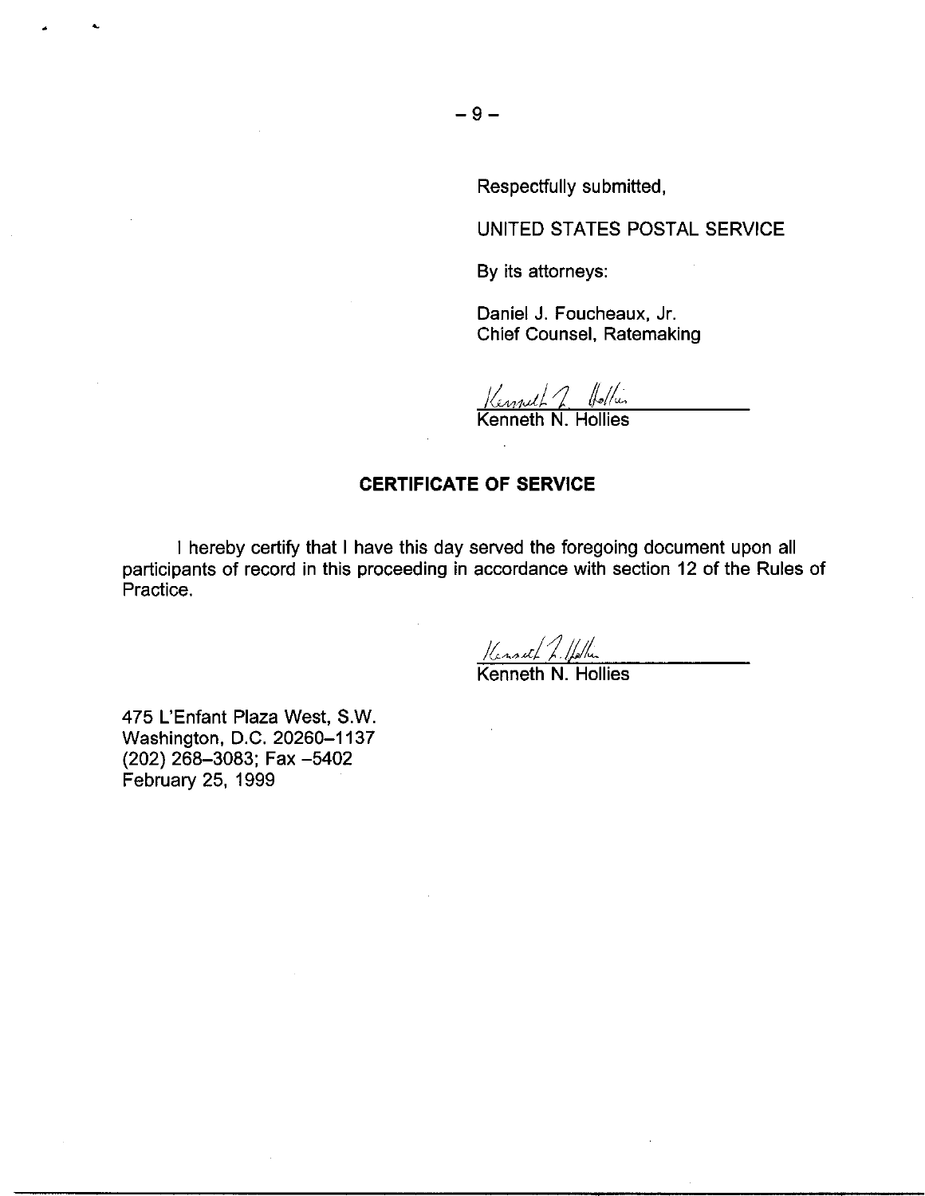Respectfully submitted,

UNITED STATES POSTAL SERVICE

By its attorneys:

Daniel J. Foucheaux, Jr.
Chief Counsel, Ratemaking

Kenneth N. Hollies

## CERTIFICATE OF SERVICE

I hereby certify that I have this day served the foregoing document upon all participants of record in this proceeding in accordance with section 12 of the Rules of Practice.

Kenneth N. Hollies

475 L'Enfant Plaza West, S.W.
Washington, D.C. 20260–1137
(202) 268–3083; Fax –5402
February 25, 1999